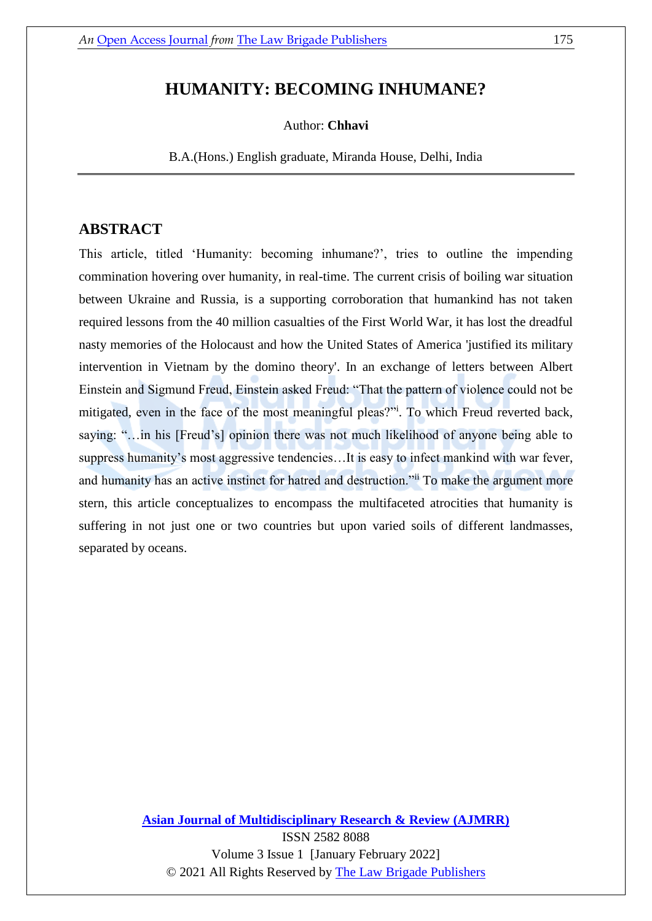# HUMANITY: BECOMING INHUMANE?

Author: **Chhavi**

B.A.(Hons.) English graduate, Miranda House, Delhi, India

## ABSTRACT

This article, titled 'Humanity: becoming inhumane?', tries to outline the impending commination hovering over humanity, in real-time. The current crisis of boiling war situation between Ukraine and Russia, is a supporting corroboration that humankind has not taken required lessons from the 40 million casualties of the First World War, it has lost the dreadful nasty memories of the Holocaust and how the United States of America 'justified its military intervention in Vietnam by the domino theory'. In an exchange of letters between Albert Einstein and Sigmund Freud, Einstein asked Freud: "That the pattern of violence could not be mitigated, even in the face of the most meaningful pleas?"[i]. To which Freud reverted back, saying: "…in his [Freud's] opinion there was not much likelihood of anyone being able to suppress humanity's most aggressive tendencies…It is easy to infect mankind with war fever, and humanity has an active instinct for hatred and destruction."[ii] To make the argument more stern, this article conceptualizes to encompass the multifaceted atrocities that humanity is suffering in not just one or two countries but upon varied soils of different landmasses, separated by oceans.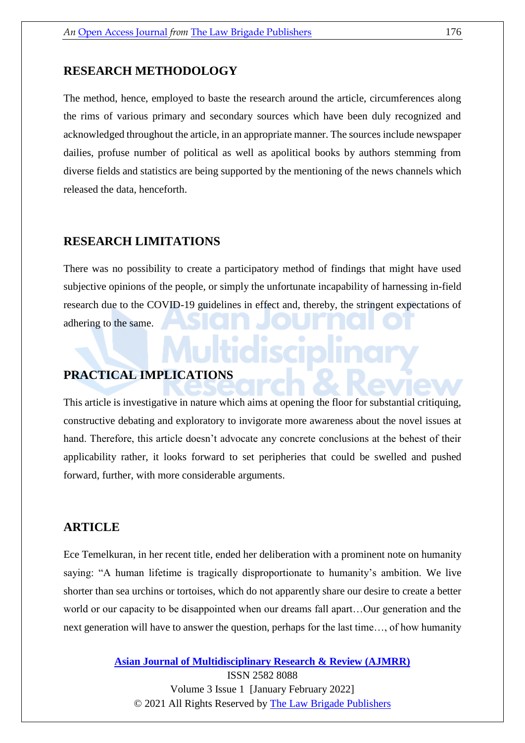## RESEARCH METHODOLOGY

The method, hence, employed to baste the research around the article, circumferences along the rims of various primary and secondary sources which have been duly recognized and acknowledged throughout the article, in an appropriate manner. The sources include newspaper dailies, profuse number of political as well as apolitical books by authors stemming from diverse fields and statistics are being supported by the mentioning of the news channels which released the data, henceforth.

## RESEARCH LIMITATIONS

There was no possibility to create a participatory method of findings that might have used subjective opinions of the people, or simply the unfortunate incapability of harnessing in-field research due to the COVID-19 guidelines in effect and, thereby, the stringent expectations of adhering to the same.

## PRACTICAL IMPLICATIONS

This article is investigative in nature which aims at opening the floor for substantial critiquing, constructive debating and exploratory to invigorate more awareness about the novel issues at hand. Therefore, this article doesn't advocate any concrete conclusions at the behest of their applicability rather, it looks forward to set peripheries that could be swelled and pushed forward, further, with more considerable arguments.

## ARTICLE

Ece Temelkuran, in her recent title, ended her deliberation with a prominent note on humanity saying: "A human lifetime is tragically disproportionate to humanity's ambition. We live shorter than sea urchins or tortoises, which do not apparently share our desire to create a better world or our capacity to be disappointed when our dreams fall apart…Our generation and the next generation will have to answer the question, perhaps for the last time…, of how humanity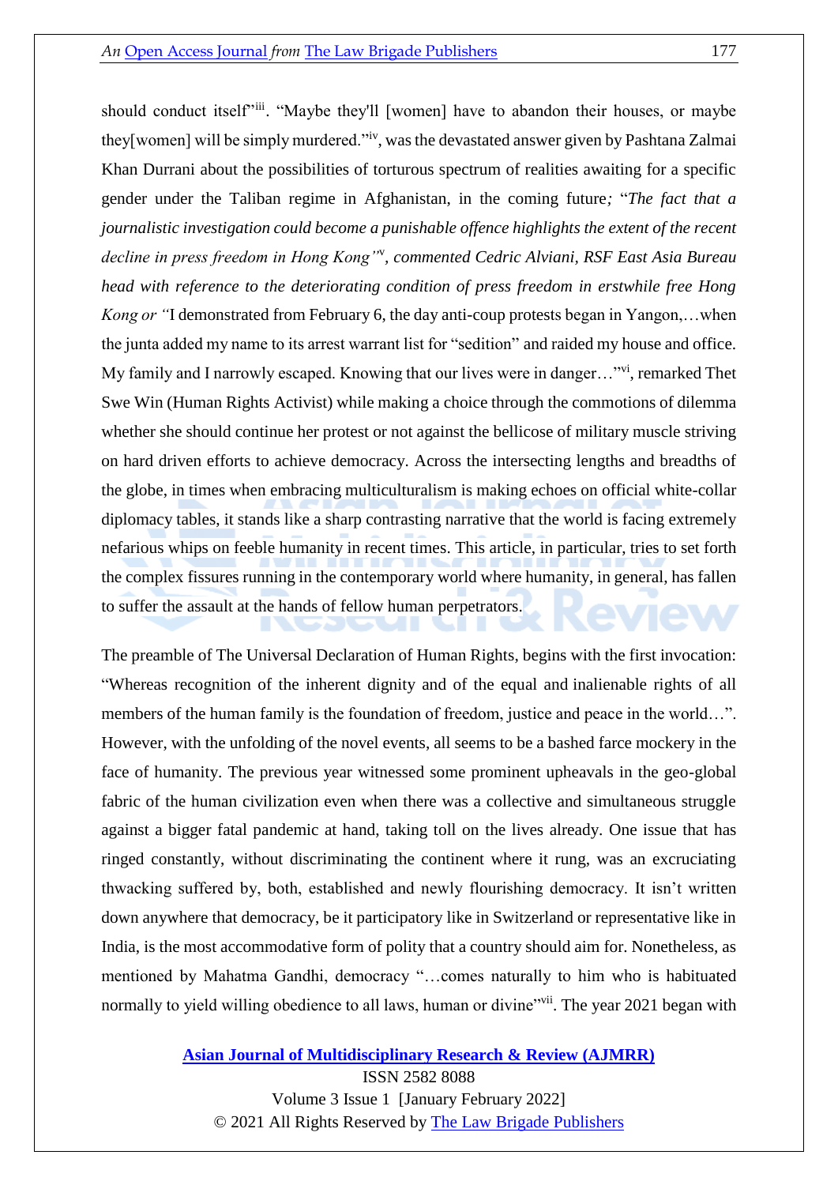should conduct itself"[iii]. "Maybe they'll [women] have to abandon their houses, or maybe they[women] will be simply murdered."[iv], was the devastated answer given by Pashtana Zalmai Khan Durrani about the possibilities of torturous spectrum of realities awaiting for a specific gender under the Taliban regime in Afghanistan, in the coming future*;* "*The fact that a journalistic investigation could become a punishable offence highlights the extent of the recent decline in press freedom in Hong Kong"*[v]*, commented Cedric Alviani, RSF East Asia Bureau head with reference to the deteriorating condition of press freedom in erstwhile free Hong Kong or "*I demonstrated from February 6, the day anti-coup protests began in Yangon,…when the junta added my name to its arrest warrant list for "sedition" and raided my house and office. My family and I narrowly escaped. Knowing that our lives were in danger…"[vi], remarked Thet Swe Win (Human Rights Activist) while making a choice through the commotions of dilemma whether she should continue her protest or not against the bellicose of military muscle striving on hard driven efforts to achieve democracy. Across the intersecting lengths and breadths of the globe, in times when embracing multiculturalism is making echoes on official white-collar diplomacy tables, it stands like a sharp contrasting narrative that the world is facing extremely nefarious whips on feeble humanity in recent times. This article, in particular, tries to set forth the complex fissures running in the contemporary world where humanity, in general, has fallen to suffer the assault at the hands of fellow human perpetrators.

The preamble of The Universal Declaration of Human Rights, begins with the first invocation: "Whereas recognition of the inherent dignity and of the equal and inalienable rights of all members of the human family is the foundation of freedom, justice and peace in the world…". However, with the unfolding of the novel events, all seems to be a bashed farce mockery in the face of humanity. The previous year witnessed some prominent upheavals in the geo-global fabric of the human civilization even when there was a collective and simultaneous struggle against a bigger fatal pandemic at hand, taking toll on the lives already. One issue that has ringed constantly, without discriminating the continent where it rung, was an excruciating thwacking suffered by, both, established and newly flourishing democracy. It isn't written down anywhere that democracy, be it participatory like in Switzerland or representative like in India, is the most accommodative form of polity that a country should aim for. Nonetheless, as mentioned by Mahatma Gandhi, democracy "…comes naturally to him who is habituated normally to yield willing obedience to all laws, human or divine"[vii]. The year 2021 began with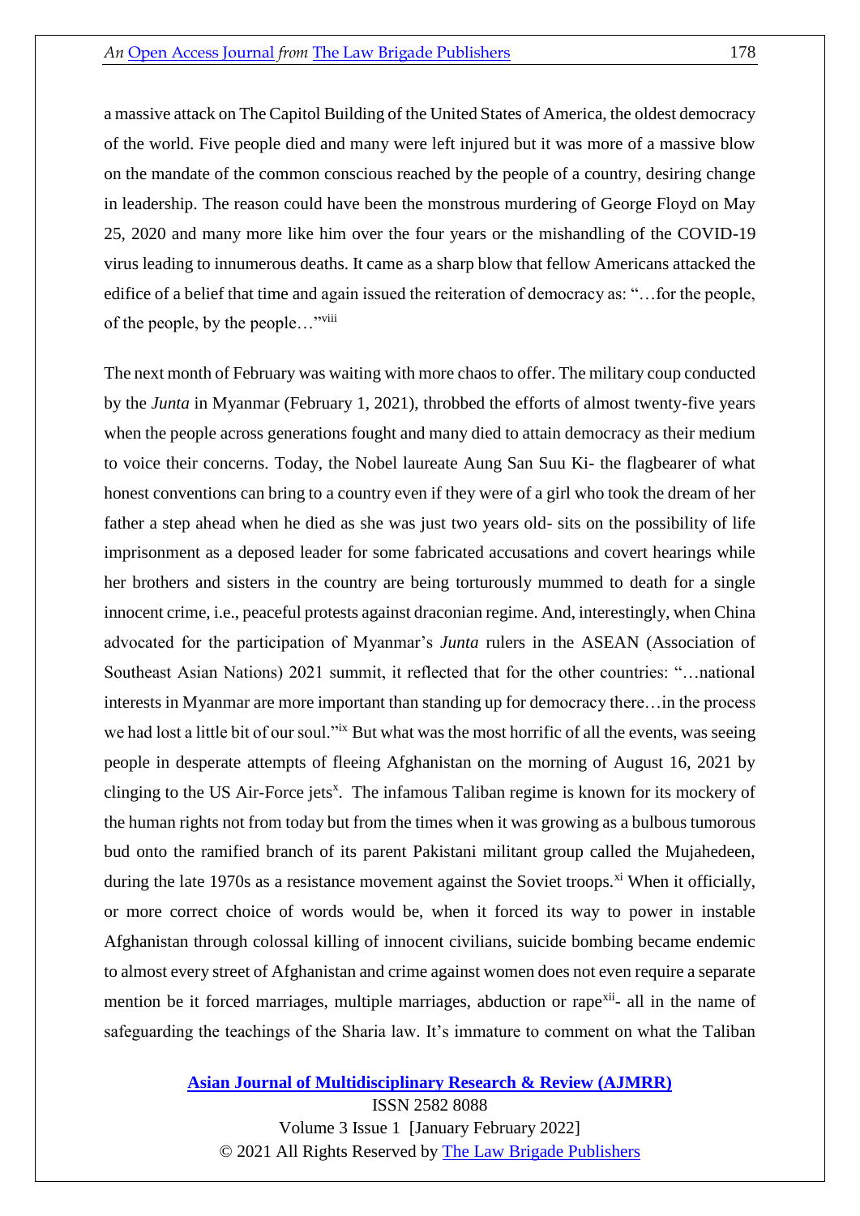a massive attack on The Capitol Building of the United States of America, the oldest democracy of the world. Five people died and many were left injured but it was more of a massive blow on the mandate of the common conscious reached by the people of a country, desiring change in leadership. The reason could have been the monstrous murdering of George Floyd on May 25, 2020 and many more like him over the four years or the mishandling of the COVID-19 virus leading to innumerous deaths. It came as a sharp blow that fellow Americans attacked the edifice of a belief that time and again issued the reiteration of democracy as: "…for the people, of the people, by the people…"[viii]

The next month of February was waiting with more chaos to offer. The military coup conducted by the *Junta* in Myanmar (February 1, 2021), throbbed the efforts of almost twenty-five years when the people across generations fought and many died to attain democracy as their medium to voice their concerns. Today, the Nobel laureate Aung San Suu Ki- the flagbearer of what honest conventions can bring to a country even if they were of a girl who took the dream of her father a step ahead when he died as she was just two years old- sits on the possibility of life imprisonment as a deposed leader for some fabricated accusations and covert hearings while her brothers and sisters in the country are being torturously mummed to death for a single innocent crime, i.e., peaceful protests against draconian regime. And, interestingly, when China advocated for the participation of Myanmar's *Junta* rulers in the ASEAN (Association of Southeast Asian Nations) 2021 summit, it reflected that for the other countries: "…national interests in Myanmar are more important than standing up for democracy there…in the process we had lost a little bit of our soul."[ix] But what was the most horrific of all the events, was seeing people in desperate attempts of fleeing Afghanistan on the morning of August 16, 2021 by clinging to the US Air-Force jets[x]. The infamous Taliban regime is known for its mockery of the human rights not from today but from the times when it was growing as a bulbous tumorous bud onto the ramified branch of its parent Pakistani militant group called the Mujahedeen, during the late 1970s as a resistance movement against the Soviet troops.[xi] When it officially, or more correct choice of words would be, when it forced its way to power in instable Afghanistan through colossal killing of innocent civilians, suicide bombing became endemic to almost every street of Afghanistan and crime against women does not even require a separate mention be it forced marriages, multiple marriages, abduction or rape[xii]- all in the name of safeguarding the teachings of the Sharia law. It's immature to comment on what the Taliban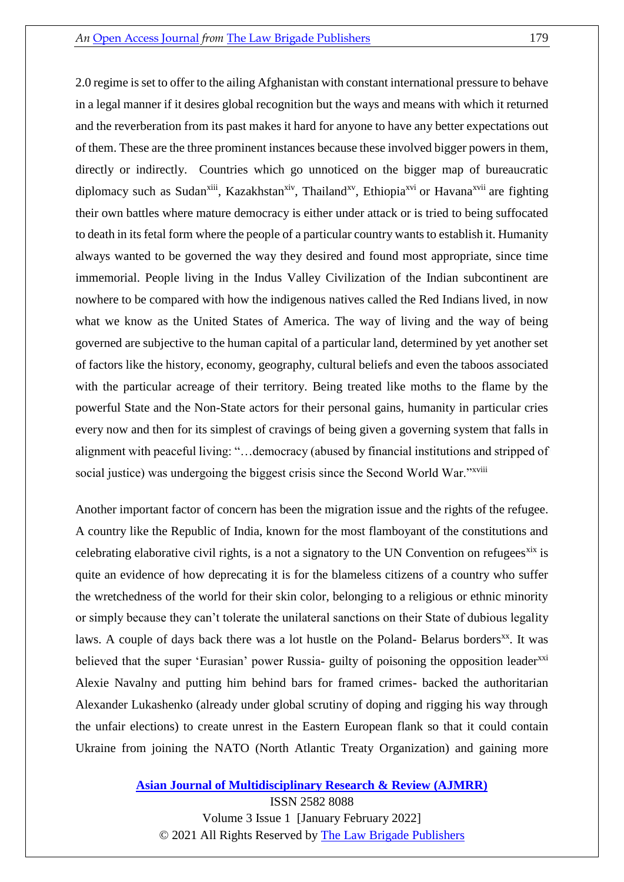2.0 regime is set to offer to the ailing Afghanistan with constant international pressure to behave in a legal manner if it desires global recognition but the ways and means with which it returned and the reverberation from its past makes it hard for anyone to have any better expectations out of them. These are the three prominent instances because these involved bigger powers in them, directly or indirectly. Countries which go unnoticed on the bigger map of bureaucratic diplomacy such as Sudan[xiii], Kazakhstan[xiv], Thailand[xv], Ethiopia[xvi] or Havana[xvii] are fighting their own battles where mature democracy is either under attack or is tried to being suffocated to death in its fetal form where the people of a particular country wants to establish it. Humanity always wanted to be governed the way they desired and found most appropriate, since time immemorial. People living in the Indus Valley Civilization of the Indian subcontinent are nowhere to be compared with how the indigenous natives called the Red Indians lived, in now what we know as the United States of America. The way of living and the way of being governed are subjective to the human capital of a particular land, determined by yet another set of factors like the history, economy, geography, cultural beliefs and even the taboos associated with the particular acreage of their territory. Being treated like moths to the flame by the powerful State and the Non-State actors for their personal gains, humanity in particular cries every now and then for its simplest of cravings of being given a governing system that falls in alignment with peaceful living: "…democracy (abused by financial institutions and stripped of social justice) was undergoing the biggest crisis since the Second World War."[xviii]

Another important factor of concern has been the migration issue and the rights of the refugee. A country like the Republic of India, known for the most flamboyant of the constitutions and celebrating elaborative civil rights, is a not a signatory to the UN Convention on refugees[xix] is quite an evidence of how deprecating it is for the blameless citizens of a country who suffer the wretchedness of the world for their skin color, belonging to a religious or ethnic minority or simply because they can't tolerate the unilateral sanctions on their State of dubious legality laws. A couple of days back there was a lot hustle on the Poland- Belarus borders[xx]. It was believed that the super 'Eurasian' power Russia- guilty of poisoning the opposition leader[xxi] Alexie Navalny and putting him behind bars for framed crimes- backed the authoritarian Alexander Lukashenko (already under global scrutiny of doping and rigging his way through the unfair elections) to create unrest in the Eastern European flank so that it could contain Ukraine from joining the NATO (North Atlantic Treaty Organization) and gaining more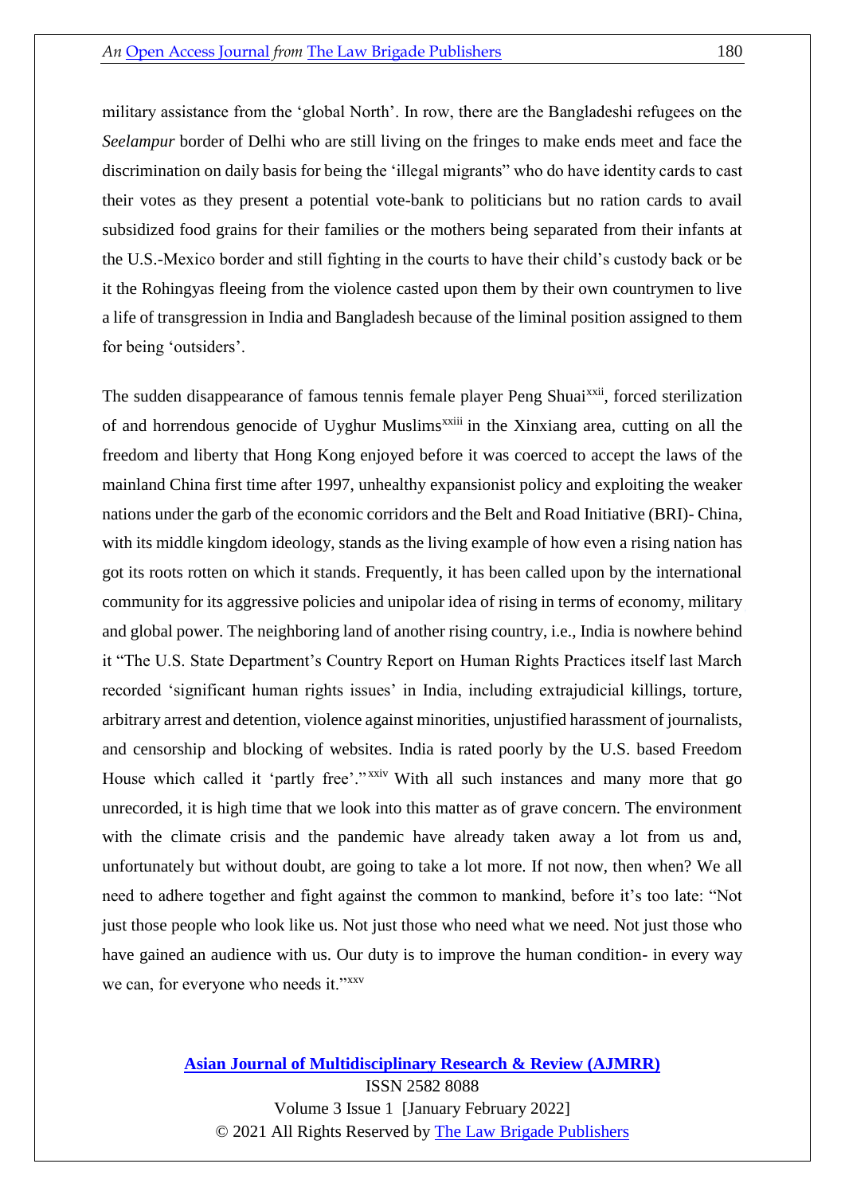military assistance from the 'global North'. In row, there are the Bangladeshi refugees on the *Seelampur* border of Delhi who are still living on the fringes to make ends meet and face the discrimination on daily basis for being the 'illegal migrants" who do have identity cards to cast their votes as they present a potential vote-bank to politicians but no ration cards to avail subsidized food grains for their families or the mothers being separated from their infants at the U.S.-Mexico border and still fighting in the courts to have their child's custody back or be it the Rohingyas fleeing from the violence casted upon them by their own countrymen to live a life of transgression in India and Bangladesh because of the liminal position assigned to them for being 'outsiders'.

The sudden disappearance of famous tennis female player Peng Shuai[xxii], forced sterilization of and horrendous genocide of Uyghur Muslims[xxiii] in the Xinxiang area, cutting on all the freedom and liberty that Hong Kong enjoyed before it was coerced to accept the laws of the mainland China first time after 1997, unhealthy expansionist policy and exploiting the weaker nations under the garb of the economic corridors and the Belt and Road Initiative (BRI)- China, with its middle kingdom ideology, stands as the living example of how even a rising nation has got its roots rotten on which it stands. Frequently, it has been called upon by the international community for its aggressive policies and unipolar idea of rising in terms of economy, military and global power. The neighboring land of another rising country, i.e., India is nowhere behind it "The U.S. State Department's Country Report on Human Rights Practices itself last March recorded 'significant human rights issues' in India, including extrajudicial killings, torture, arbitrary arrest and detention, violence against minorities, unjustified harassment of journalists, and censorship and blocking of websites. India is rated poorly by the U.S. based Freedom House which called it 'partly free'."[xxiv] With all such instances and many more that go unrecorded, it is high time that we look into this matter as of grave concern. The environment with the climate crisis and the pandemic have already taken away a lot from us and, unfortunately but without doubt, are going to take a lot more. If not now, then when? We all need to adhere together and fight against the common to mankind, before it's too late: "Not just those people who look like us. Not just those who need what we need. Not just those who have gained an audience with us. Our duty is to improve the human condition- in every way we can, for everyone who needs it."[xxv]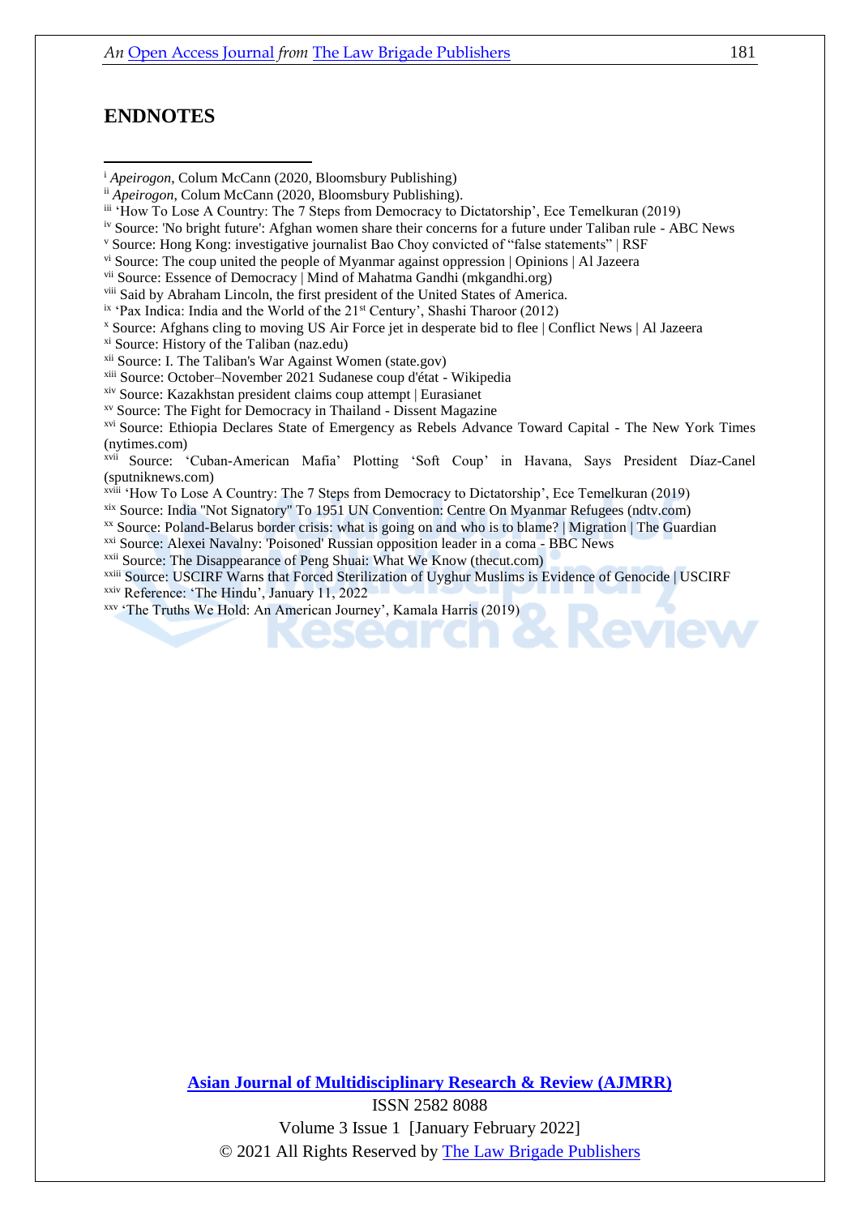## ENDNOTES

[i] *Apeirogon*, Colum McCann (2020, Bloomsbury Publishing)

[ii] *Apeirogon*, Colum McCann (2020, Bloomsbury Publishing).

[iii] 'How To Lose A Country: The 7 Steps from Democracy to Dictatorship', Ece Temelkuran (2019)

[iv] Source: 'No bright future': Afghan women share their concerns for a future under Taliban rule - ABC News

[v] Source: Hong Kong: investigative journalist Bao Choy convicted of "false statements" | RSF

[vi] Source: The coup united the people of Myanmar against oppression | Opinions | Al Jazeera

[vii] Source: Essence of Democracy | Mind of Mahatma Gandhi (mkgandhi.org)

[viii] Said by Abraham Lincoln, the first president of the United States of America.

[ix] 'Pax Indica: India and the World of the 21st Century', Shashi Tharoor (2012)

[x] Source: Afghans cling to moving US Air Force jet in desperate bid to flee | Conflict News | Al Jazeera

[xi] Source: History of the Taliban (naz.edu)

[xii] Source: I. The Taliban's War Against Women (state.gov)

[xiii] Source: October–November 2021 Sudanese coup d'état - Wikipedia

[xiv] Source: Kazakhstan president claims coup attempt | Eurasianet

[xv] Source: The Fight for Democracy in Thailand - Dissent Magazine

[xvi] Source: Ethiopia Declares State of Emergency as Rebels Advance Toward Capital - The New York Times (nytimes.com)

[xvii] Source: 'Cuban-American Mafia' Plotting 'Soft Coup' in Havana, Says President Díaz-Canel (sputniknews.com)

[xviii] 'How To Lose A Country: The 7 Steps from Democracy to Dictatorship', Ece Temelkuran (2019)

[xix] Source: India "Not Signatory" To 1951 UN Convention: Centre On Myanmar Refugees (ndtv.com)

[xx] Source: Poland-Belarus border crisis: what is going on and who is to blame? | Migration | The Guardian

[xxi] Source: Alexei Navalny: 'Poisoned' Russian opposition leader in a coma - BBC News

[xxii] Source: The Disappearance of Peng Shuai: What We Know (thecut.com)

[xxiii] Source: USCIRF Warns that Forced Sterilization of Uyghur Muslims is Evidence of Genocide | USCIRF

[xxiv] Reference: 'The Hindu', January 11, 2022

[xxv] 'The Truths We Hold: An American Journey', Kamala Harris (2019)